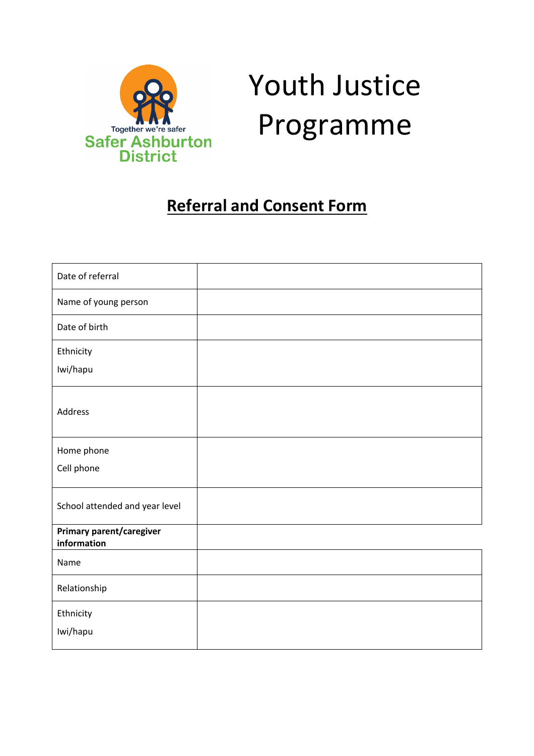Together we're safer
Safer Ashburton District

# Youth Justice Programme

## Referral and Consent Form

| | |
|---|---|
| Date of referral | |
| Name of young person | |
| Date of birth | |
| Ethnicity<br>Iwi/hapu | |
| Address | |
| Home phone<br>Cell phone | |
| School attended and year level | |
| **Primary parent/caregiver information** | |
| Name | |
| Relationship | |
| Ethnicity<br>Iwi/hapu | |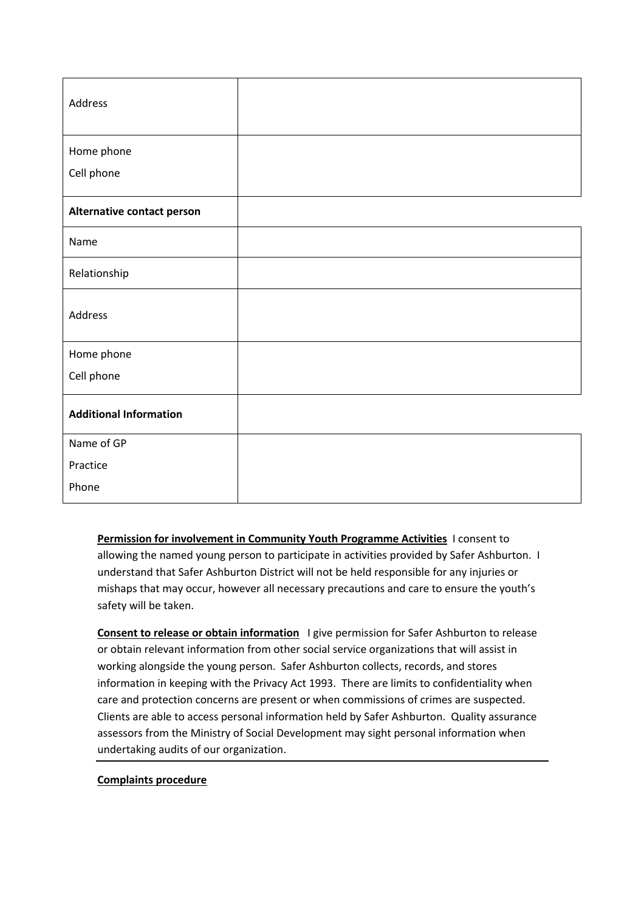| | |
|---|---|
| Address | |
| Home phone<br>Cell phone | |
| **Alternative contact person** | |
| Name | |
| Relationship | |
| Address | |
| Home phone<br>Cell phone | |
| **Additional Information** | |
| Name of GP<br>Practice<br>Phone | |

**Permission for involvement in Community Youth Programme Activities** I consent to allowing the named young person to participate in activities provided by Safer Ashburton. I understand that Safer Ashburton District will not be held responsible for any injuries or mishaps that may occur, however all necessary precautions and care to ensure the youth's safety will be taken.

**Consent to release or obtain information** I give permission for Safer Ashburton to release or obtain relevant information from other social service organizations that will assist in working alongside the young person. Safer Ashburton collects, records, and stores information in keeping with the Privacy Act 1993. There are limits to confidentiality when care and protection concerns are present or when commissions of crimes are suspected. Clients are able to access personal information held by Safer Ashburton. Quality assurance assessors from the Ministry of Social Development may sight personal information when undertaking audits of our organization.

---

**Complaints procedure**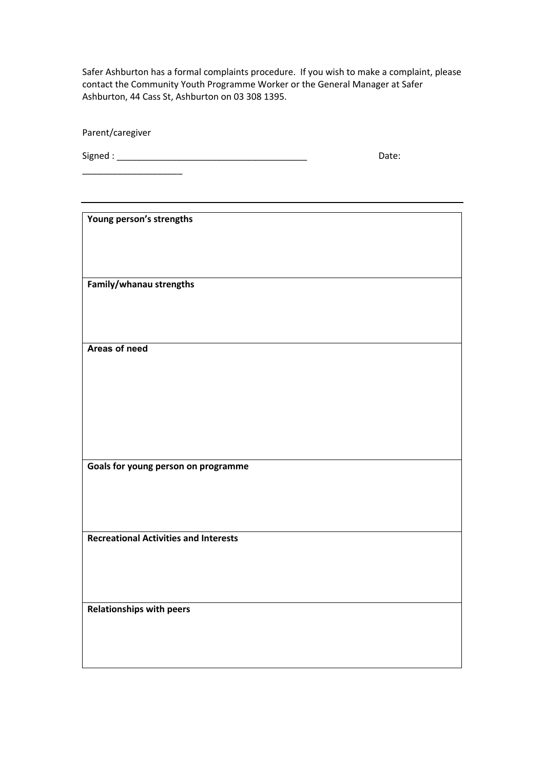Safer Ashburton has a formal complaints procedure. If you wish to make a complaint, please contact the Community Youth Programme Worker or the General Manager at Safer Ashburton, 44 Cass St, Ashburton on 03 308 1395.

Parent/caregiver

Signed : _______________________________________ Date: ____________________

---

| **Young person's strengths** |
|---|
| **Family/whanau strengths** |
| **Areas of need** |
| **Goals for young person on programme** |
| **Recreational Activities and Interests** |
| **Relationships with peers** |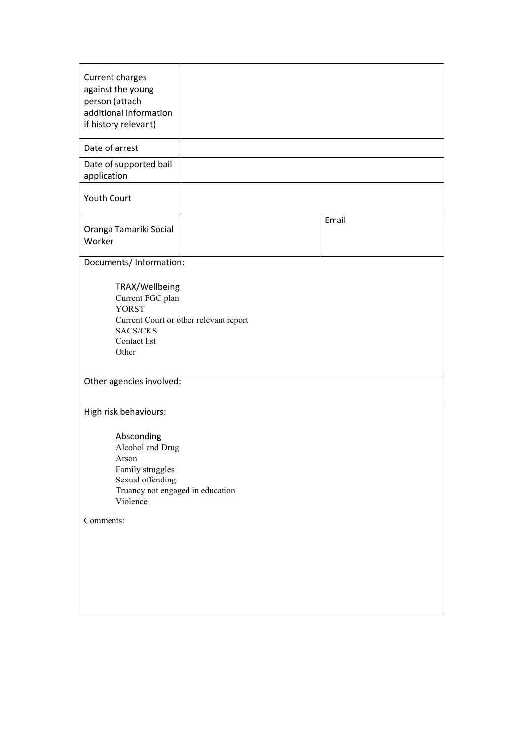| | | |
|---|---|---|
| Current charges against the young person (attach additional information if history relevant) | | |
| Date of arrest | | |
| Date of supported bail application | | |
| Youth Court | | |
| Oranga Tamariki Social Worker | | Email |

Documents/ Information:

- TRAX/Wellbeing
- Current FGC plan
- YORST
- Current Court or other relevant report
- SACS/CKS
- Contact list
- Other

Other agencies involved:

High risk behaviours:

- Absconding
- Alcohol and Drug
- Arson
- Family struggles
- Sexual offending
- Truancy not engaged in education
- Violence

Comments: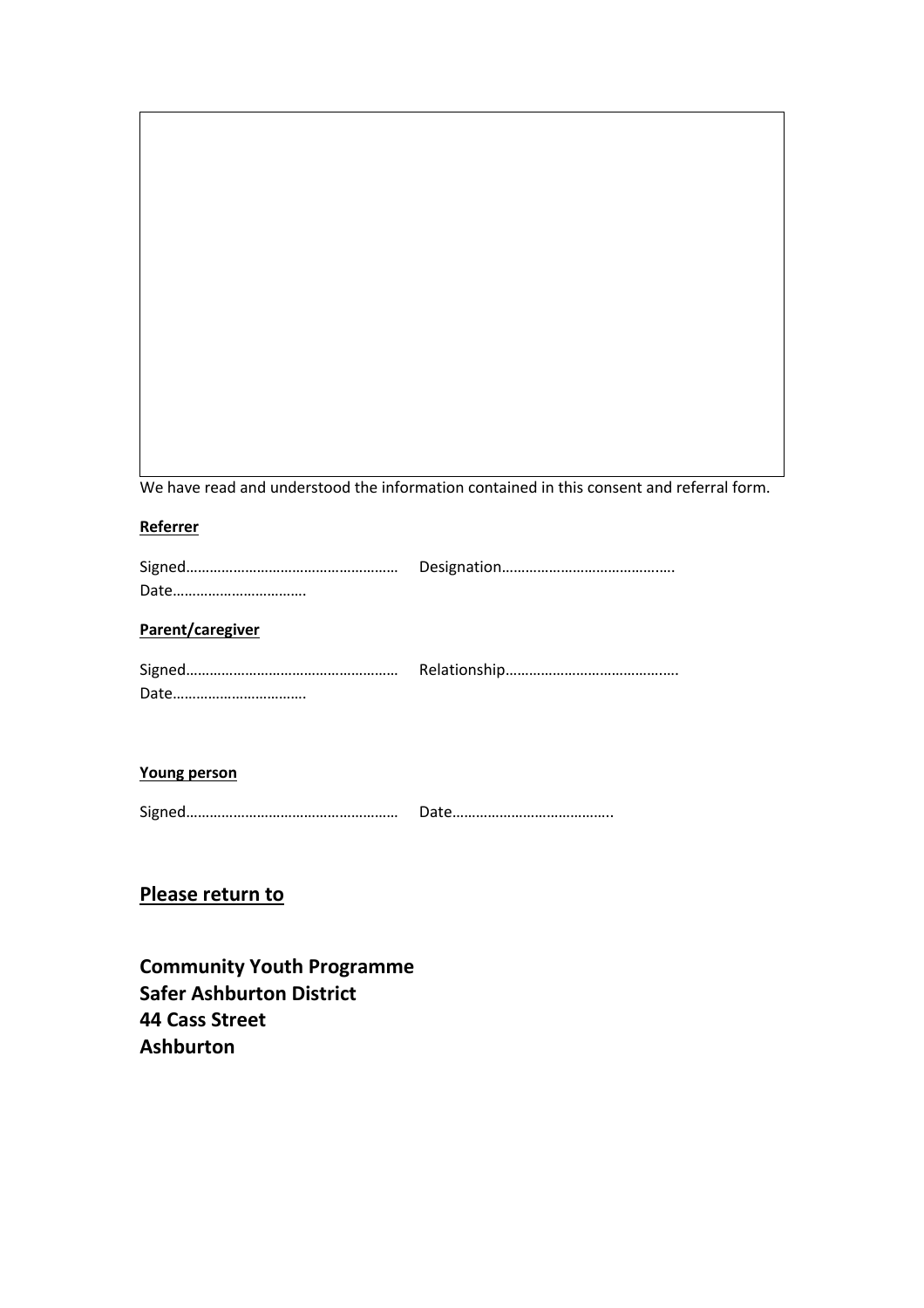We have read and understood the information contained in this consent and referral form.

**Referrer**

Signed……………………………………………… Designation…………………………………….
Date…………………………….

**Parent/caregiver**

Signed……………………………………………… Relationship…………………………………….
Date…………………………….

**Young person**

Signed……………………………………………… Date…………………………………..

## Please return to

**Community Youth Programme**
**Safer Ashburton District**
**44 Cass Street**
**Ashburton**